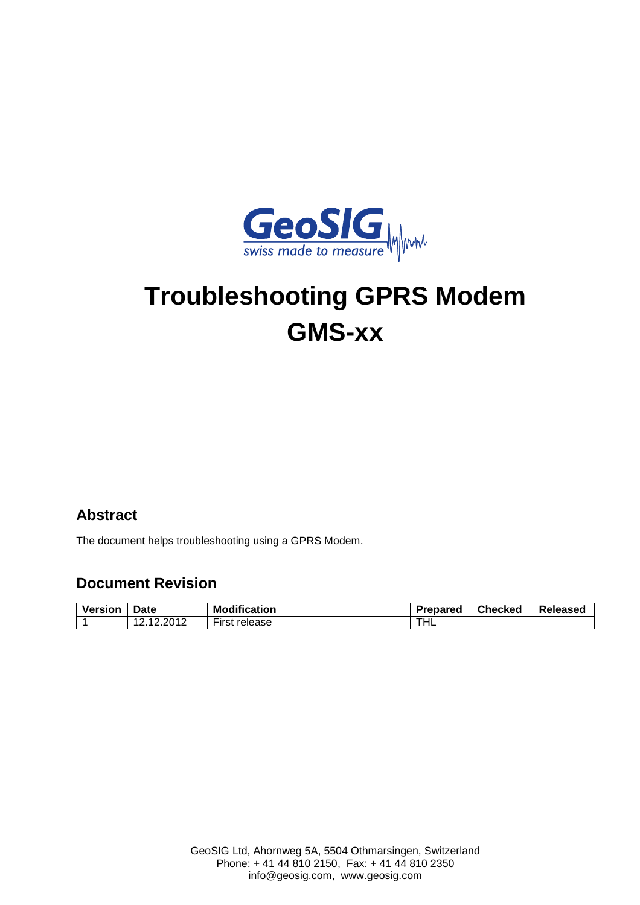GeoSIG
swiss made to measure

# Troubleshooting GPRS Modem GMS-xx

## Abstract

The document helps troubleshooting using a GPRS Modem.

## Document Revision

| Version | Date | Modification | Prepared | Checked | Released |
|---|---|---|---|---|---|
| 1 | 12.12.2012 | First release | THL | | |

GeoSIG Ltd, Ahornweg 5A, 5504 Othmarsingen, Switzerland
Phone: + 41 44 810 2150, Fax: + 41 44 810 2350
info@geosig.com, www.geosig.com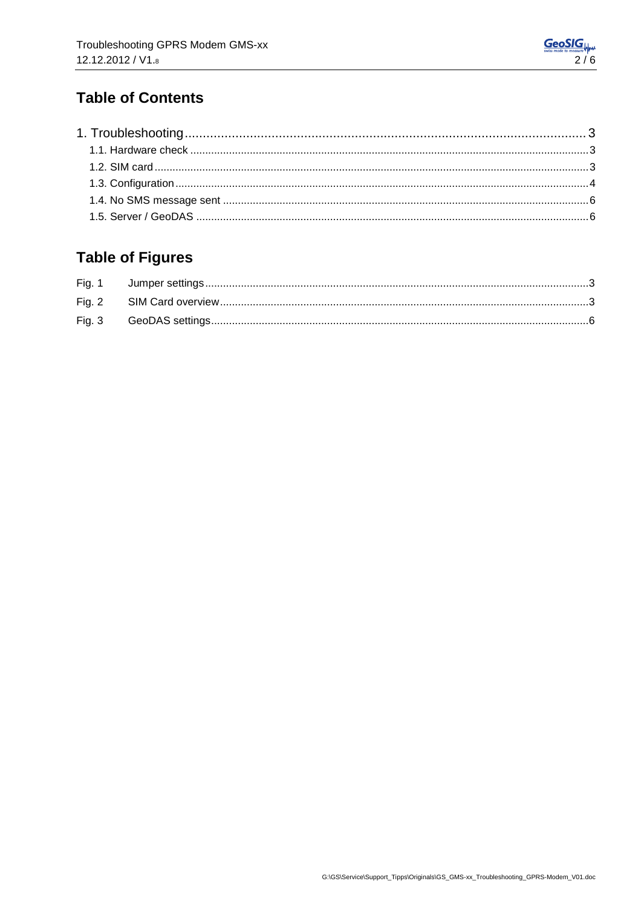## Table of Contents

1. Troubleshooting ........................................................................................................ 3
   - 1.1. Hardware check ........................................................................................ 3
   - 1.2. SIM card ..................................................................................................... 3
   - 1.3. Configuration ............................................................................................. 4
   - 1.4. No SMS message sent ............................................................................. 6
   - 1.5. Server / GeoDAS ....................................................................................... 6

## Table of Figures

Fig. 1 Jumper settings ........................................................................................................ 3

Fig. 2 SIM Card overview .................................................................................................... 3

Fig. 3 GeoDAS settings ....................................................................................................... 6

G:\GS\Service\Support_Tipps\Originals\GS_GMS-xx_Troubleshooting_GPRS-Modem_V01.doc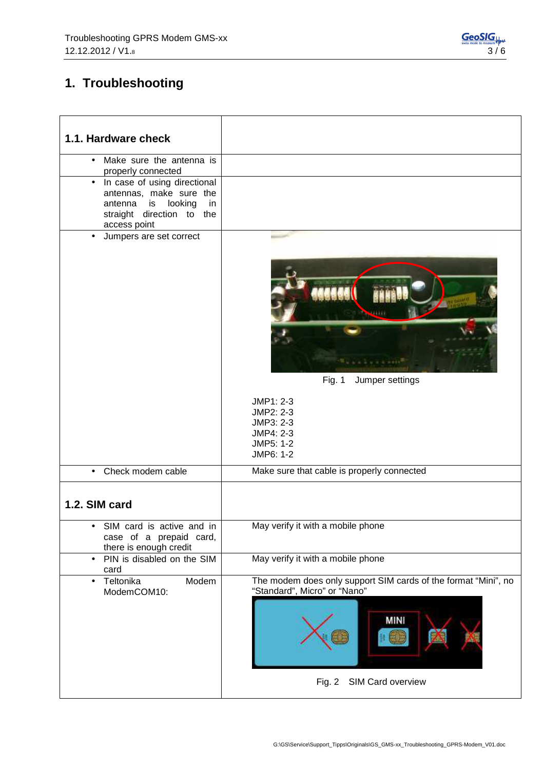# 1. Troubleshooting

| 1.1. Hardware check | |
|---|---|
| • Make sure the antenna is properly connected | |
| • In case of using directional antennas, make sure the antenna is looking in straight direction to the access point | |
| • Jumpers are set correct | Fig. 1 Jumper settings<br><br>JMP1: 2-3<br>JMP2: 2-3<br>JMP3: 2-3<br>JMP4: 2-3<br>JMP5: 1-2<br>JMP6: 1-2 |
| • Check modem cable | Make sure that cable is properly connected |
| **1.2. SIM card** | |
| • SIM card is active and in case of a prepaid card, there is enough credit | May verify it with a mobile phone |
| • PIN is disabled on the SIM card | May verify it with a mobile phone |
| • Teltonika Modem ModemCOM10: | The modem does only support SIM cards of the format "Mini", no "Standard", Micro" or "Nano"<br><br>Fig. 2 SIM Card overview |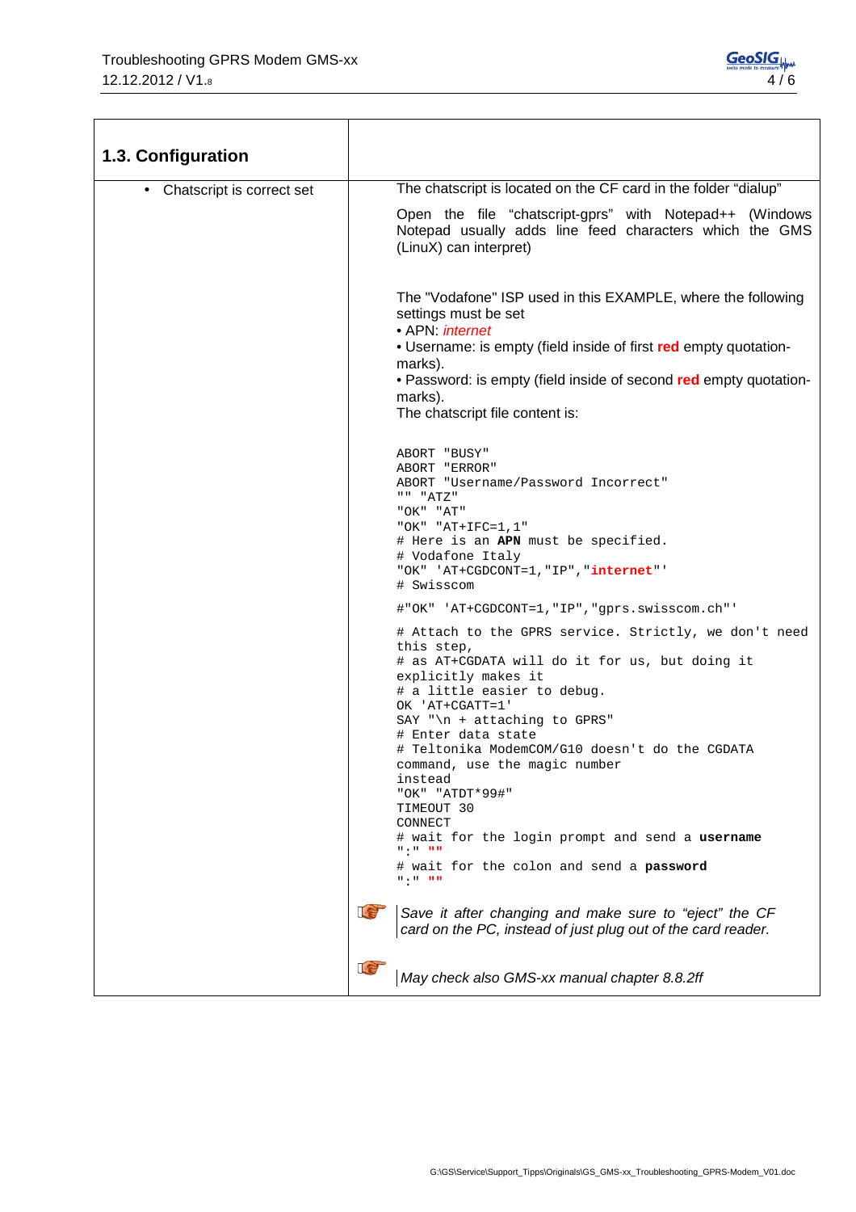## 1.3. Configuration

- Chatscript is correct set

The chatscript is located on the CF card in the folder “dialup”

Open the file “chatscript-gprs” with Notepad++ (Windows Notepad usually adds line feed characters which the GMS (LinuX) can interpret)

The "Vodafone" ISP used in this EXAMPLE, where the following settings must be set
- APN: *internet*
- Username: is empty (field inside of first **red** empty quotation-marks).
- Password: is empty (field inside of second **red** empty quotation-marks).

The chatscript file content is:

```
ABORT "BUSY"
ABORT "ERROR"
ABORT "Username/Password Incorrect"
"" "ATZ"
"OK" "AT"
"OK" "AT+IFC=1,1"
# Here is an APN must be specified.
# Vodafone Italy
"OK" 'AT+CGDCONT=1,"IP","internet"'
# Swisscom
#"OK" 'AT+CGDCONT=1,"IP","gprs.swisscom.ch"'
# Attach to the GPRS service. Strictly, we don't need this step,
# as AT+CGDATA will do it for us, but doing it explicitly makes it
# a little easier to debug.
OK 'AT+CGATT=1'
SAY "\n + attaching to GPRS"
# Enter data state
# Teltonika ModemCOM/G10 doesn't do the CGDATA command, use the magic number
instead
"OK" "ATDT*99#"
TIMEOUT 30
CONNECT
# wait for the login prompt and send a username
":" ""
# wait for the colon and send a password
":" ""
```

*Save it after changing and make sure to “eject” the CF card on the PC, instead of just plug out of the card reader.*

*May check also GMS-xx manual chapter 8.8.2ff*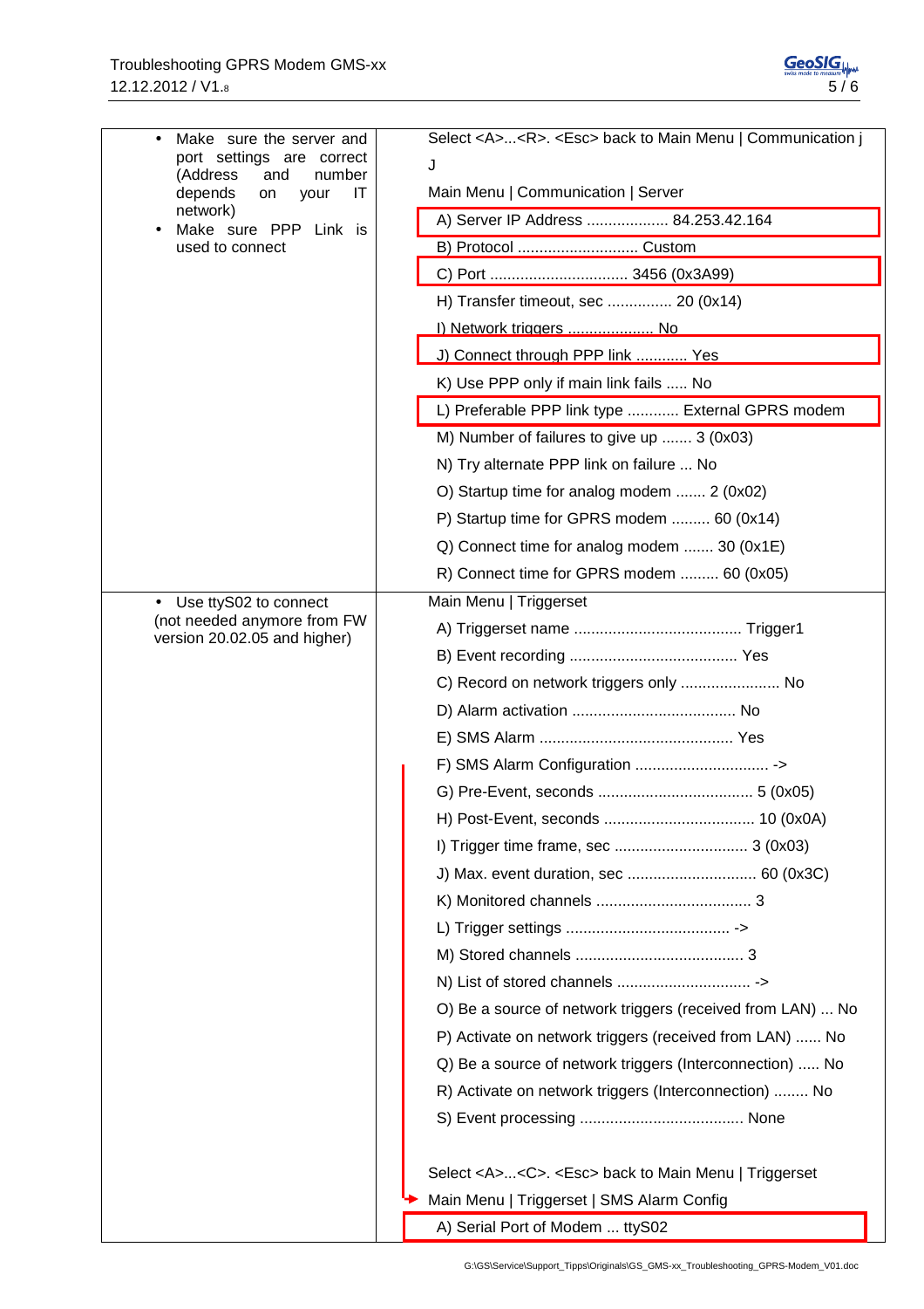| | |
|---|---|
| • Make sure the server and port settings are correct (Address and number depends on your IT network)<br>• Make sure PPP Link is used to connect | Select <A>...<R>. <Esc> back to Main Menu \| Communication j<br>J<br>Main Menu \| Communication \| Server<br>A) Server IP Address ................... 84.253.42.164<br>B) Protocol ............................ Custom<br>C) Port ................................ 3456 (0x3A99)<br>H) Transfer timeout, sec ............... 20 (0x14)<br>I) Network triggers ................... No<br>J) Connect through PPP link ............ Yes<br>K) Use PPP only if main link fails ..... No<br>L) Preferable PPP link type ............ External GPRS modem<br>M) Number of failures to give up ....... 3 (0x03)<br>N) Try alternate PPP link on failure ... No<br>O) Startup time for analog modem ....... 2 (0x02)<br>P) Startup time for GPRS modem ......... 60 (0x14)<br>Q) Connect time for analog modem ....... 30 (0x1E)<br>R) Connect time for GPRS modem ......... 60 (0x05) |
| • Use ttyS02 to connect<br>(not needed anymore from FW version 20.02.05 and higher) | Main Menu \| Triggerset<br>A) Triggerset name ...................................... Trigger1<br>B) Event recording ...................................... Yes<br>C) Record on network triggers only ....................... No<br>D) Alarm activation ..................................... No<br>E) SMS Alarm ............................................ Yes<br>F) SMS Alarm Configuration .............................. -><br>G) Pre-Event, seconds ................................... 5 (0x05)<br>H) Post-Event, seconds .................................. 10 (0x0A)<br>I) Trigger time frame, sec .............................. 3 (0x03)<br>J) Max. event duration, sec ............................. 60 (0x3C)<br>K) Monitored channels ................................... 3<br>L) Trigger settings ..................................... -><br>M) Stored channels ...................................... 3<br>N) List of stored channels .............................. -><br>O) Be a source of network triggers (received from LAN) ... No<br>P) Activate on network triggers (received from LAN) ...... No<br>Q) Be a source of network triggers (Interconnection) ..... No<br>R) Activate on network triggers (Interconnection) ........ No<br>S) Event processing ..................................... None<br><br>Select <A>...<C>. <Esc> back to Main Menu \| Triggerset<br>Main Menu \| Triggerset \| SMS Alarm Config<br>A) Serial Port of Modem ... ttyS02 |

G:\GS\Service\Support_Tipps\Originals\GS_GMS-xx_Troubleshooting_GPRS-Modem_V01.doc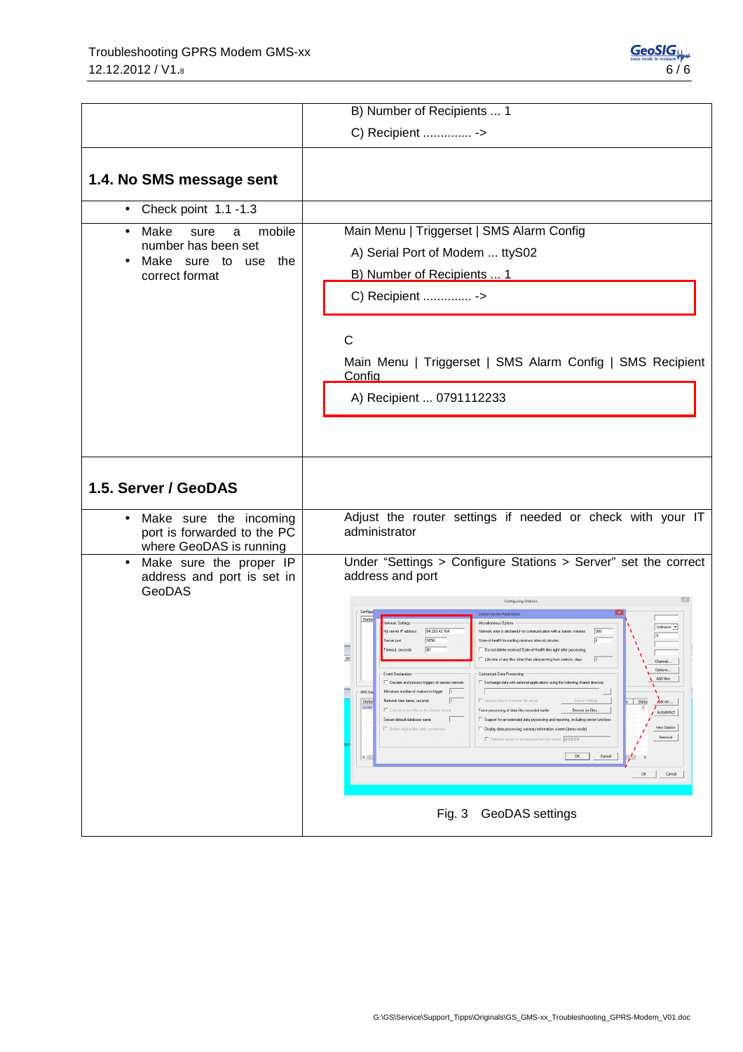| | |
|---|---|
| | B) Number of Recipients ... 1<br><br>C) Recipient ............. -> |
| **1.4. No SMS message sent** | |
| • Check point 1.1 -1.3 | |
| • Make sure a mobile number has been set<br>• Make sure to use the correct format | Main Menu \| Triggerset \| SMS Alarm Config<br><br>A) Serial Port of Modem ... ttyS02<br><br>B) Number of Recipients ... 1<br><br>C) Recipient ............. -><br><br>C<br><br>Main Menu \| Triggerset \| SMS Alarm Config \| SMS Recipient Config<br><br>A) Recipient ... 0791112233 |
| **1.5. Server / GeoDAS** | |
| • Make sure the incoming port is forwarded to the PC where GeoDAS is running | Adjust the router settings if needed or check with your IT administrator |
| • Make sure the proper IP address and port is set in GeoDAS | Under "Settings > Configure Stations > Server" set the correct address and port<br><br>Fig. 3 GeoDAS settings |